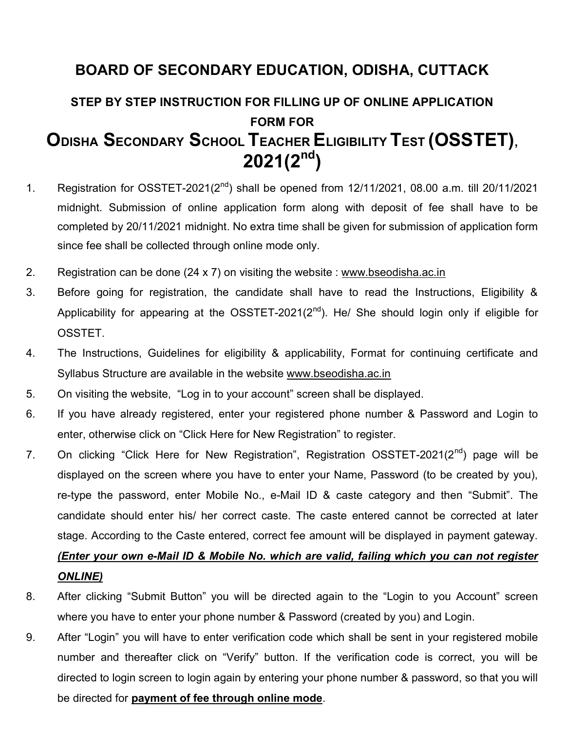# BOARD OF SECONDARY EDUCATION, ODISHA, CUTTACK

## STEP BY STEP INSTRUCTION FOR FILLING UP OF ONLINE APPLICATION FORM FOR

# ODISHA SECONDARY SCHOOL TEACHER ELIGIBILITY TEST (OSSTET), 2021(2nd)

1. Registration for OSSTET-2021(2nd) shall be opened from 12/11/2021, 08.00 a.m. till 20/11/2021 midnight. Submission of online application form along with deposit of fee shall have to be completed by 20/11/2021 midnight. No extra time shall be given for submission of application form since fee shall be collected through online mode only.
2. Registration can be done (24 x 7) on visiting the website : www.bseodisha.ac.in
3. Before going for registration, the candidate shall have to read the Instructions, Eligibility & Applicability for appearing at the OSSTET-2021(2nd). He/ She should login only if eligible for OSSTET.
4. The Instructions, Guidelines for eligibility & applicability, Format for continuing certificate and Syllabus Structure are available in the website www.bseodisha.ac.in
5. On visiting the website, "Log in to your account" screen shall be displayed.
6. If you have already registered, enter your registered phone number & Password and Login to enter, otherwise click on "Click Here for New Registration" to register.
7. On clicking "Click Here for New Registration", Registration OSSTET-2021(2nd) page will be displayed on the screen where you have to enter your Name, Password (to be created by you), re-type the password, enter Mobile No., e-Mail ID & caste category and then "Submit". The candidate should enter his/ her correct caste. The caste entered cannot be corrected at later stage. According to the Caste entered, correct fee amount will be displayed in payment gateway. ***(Enter your own e-Mail ID & Mobile No. which are valid, failing which you can not register ONLINE)***
8. After clicking "Submit Button" you will be directed again to the "Login to you Account" screen where you have to enter your phone number & Password (created by you) and Login.
9. After "Login" you will have to enter verification code which shall be sent in your registered mobile number and thereafter click on "Verify" button. If the verification code is correct, you will be directed to login screen to login again by entering your phone number & password, so that you will be directed for **payment of fee through online mode**.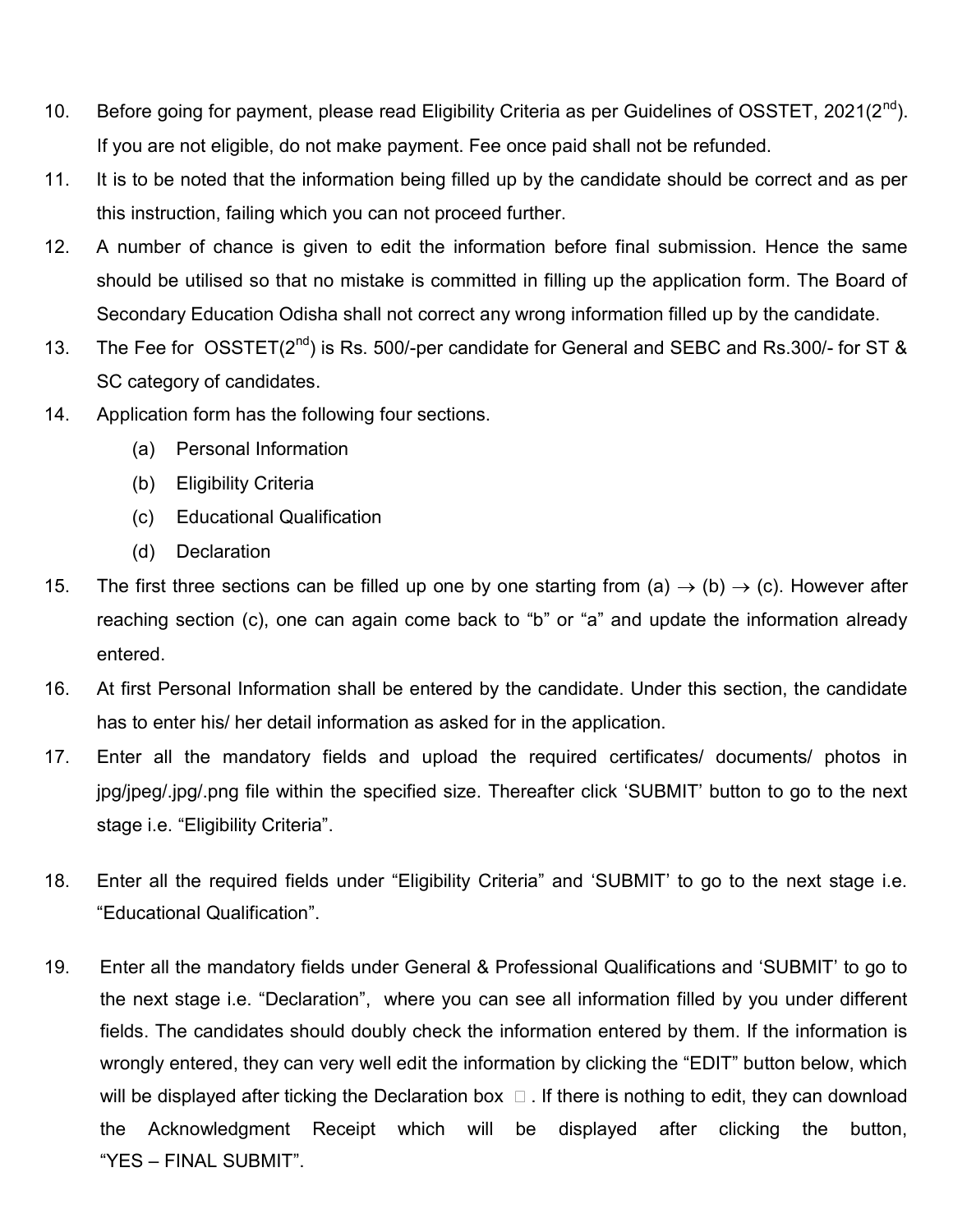10. Before going for payment, please read Eligibility Criteria as per Guidelines of OSSTET, 2021(2nd). If you are not eligible, do not make payment. Fee once paid shall not be refunded.
11. It is to be noted that the information being filled up by the candidate should be correct and as per this instruction, failing which you can not proceed further.
12. A number of chance is given to edit the information before final submission. Hence the same should be utilised so that no mistake is committed in filling up the application form. The Board of Secondary Education Odisha shall not correct any wrong information filled up by the candidate.
13. The Fee for OSSTET(2nd) is Rs. 500/-per candidate for General and SEBC and Rs.300/- for ST & SC category of candidates.
14. Application form has the following four sections.
    (a) Personal Information
    (b) Eligibility Criteria
    (c) Educational Qualification
    (d) Declaration
15. The first three sections can be filled up one by one starting from (a) → (b) → (c). However after reaching section (c), one can again come back to "b" or "a" and update the information already entered.
16. At first Personal Information shall be entered by the candidate. Under this section, the candidate has to enter his/ her detail information as asked for in the application.
17. Enter all the mandatory fields and upload the required certificates/ documents/ photos in jpg/jpeg/.jpg/.png file within the specified size. Thereafter click 'SUBMIT' button to go to the next stage i.e. "Eligibility Criteria".
18. Enter all the required fields under "Eligibility Criteria" and 'SUBMIT' to go to the next stage i.e. "Educational Qualification".
19. Enter all the mandatory fields under General & Professional Qualifications and 'SUBMIT' to go to the next stage i.e. "Declaration", where you can see all information filled by you under different fields. The candidates should doubly check the information entered by them. If the information is wrongly entered, they can very well edit the information by clicking the "EDIT" button below, which will be displayed after ticking the Declaration box □. If there is nothing to edit, they can download the Acknowledgment Receipt which will be displayed after clicking the button, "YES – FINAL SUBMIT".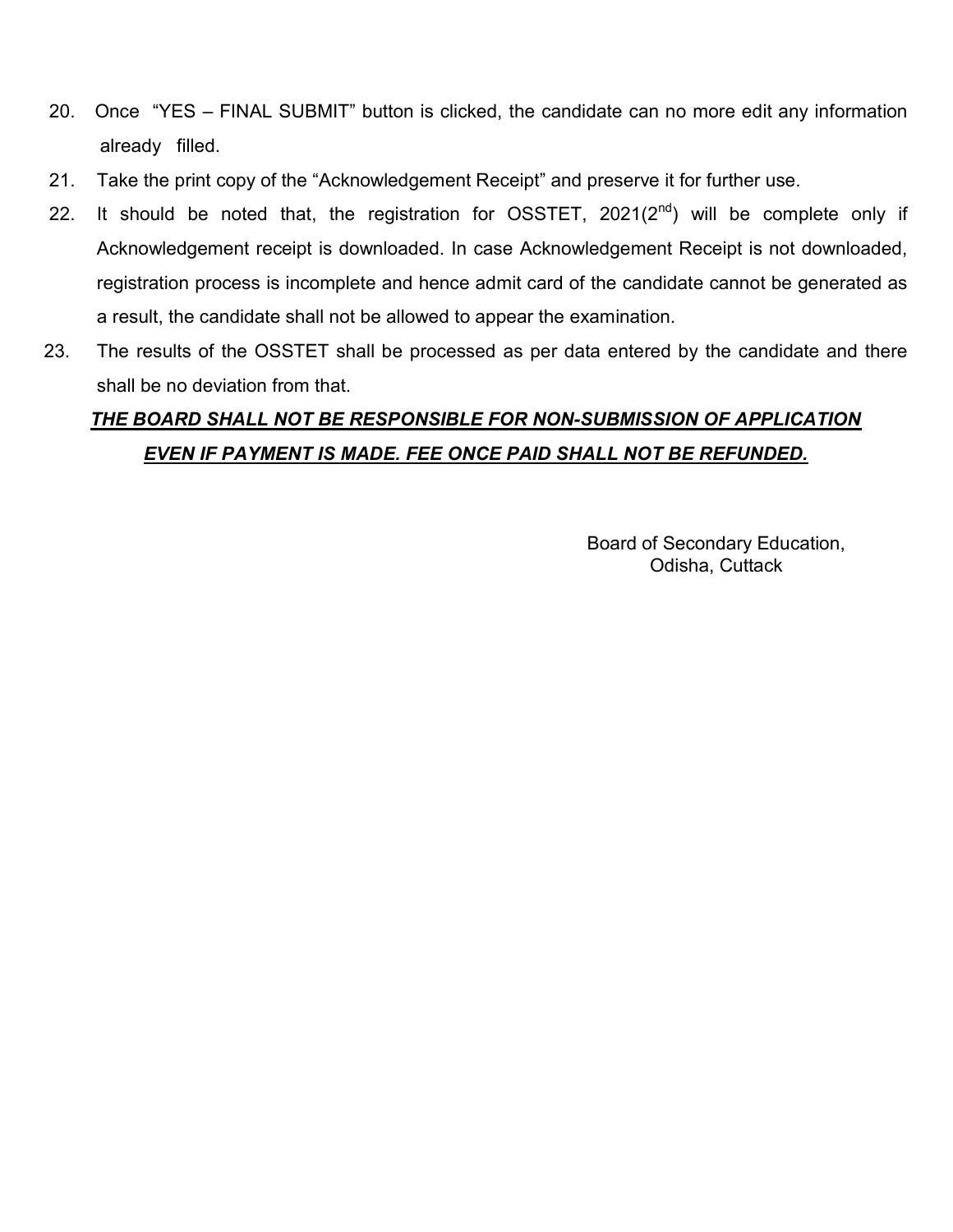20. Once "YES – FINAL SUBMIT" button is clicked, the candidate can no more edit any information already filled.
21. Take the print copy of the "Acknowledgement Receipt" and preserve it for further use.
22. It should be noted that, the registration for OSSTET, 2021(2$^{nd}$) will be complete only if Acknowledgement receipt is downloaded. In case Acknowledgement Receipt is not downloaded, registration process is incomplete and hence admit card of the candidate cannot be generated as a result, the candidate shall not be allowed to appear the examination.
23. The results of the OSSTET shall be processed as per data entered by the candidate and there shall be no deviation from that.

***THE BOARD SHALL NOT BE RESPONSIBLE FOR NON-SUBMISSION OF APPLICATION EVEN IF PAYMENT IS MADE. FEE ONCE PAID SHALL NOT BE REFUNDED.***

Board of Secondary Education,
Odisha, Cuttack